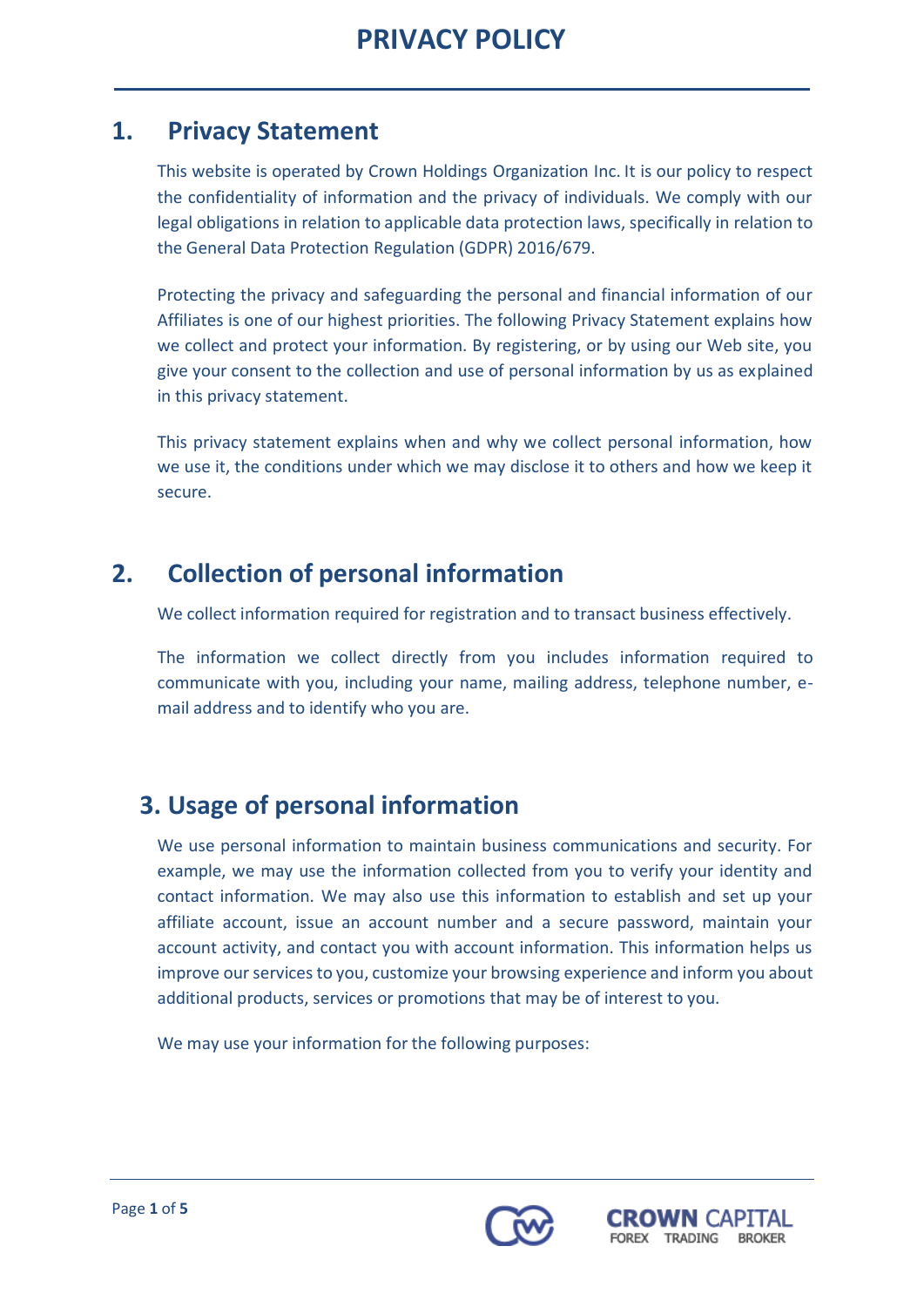# PRIVACY POLICY

## 1. Privacy Statement

This website is operated by Crown Holdings Organization Inc. It is our policy to respect the confidentiality of information and the privacy of individuals. We comply with our legal obligations in relation to applicable data protection laws, specifically in relation to the General Data Protection Regulation (GDPR) 2016/679.

Protecting the privacy and safeguarding the personal and financial information of our Affiliates is one of our highest priorities. The following Privacy Statement explains how we collect and protect your information. By registering, or by using our Web site, you give your consent to the collection and use of personal information by us as explained in this privacy statement.

This privacy statement explains when and why we collect personal information, how we use it, the conditions under which we may disclose it to others and how we keep it secure.

## 2. Collection of personal information

We collect information required for registration and to transact business effectively.

The information we collect directly from you includes information required to communicate with you, including your name, mailing address, telephone number, e-mail address and to identify who you are.

## 3. Usage of personal information

We use personal information to maintain business communications and security. For example, we may use the information collected from you to verify your identity and contact information. We may also use this information to establish and set up your affiliate account, issue an account number and a secure password, maintain your account activity, and contact you with account information. This information helps us improve our services to you, customize your browsing experience and inform you about additional products, services or promotions that may be of interest to you.

We may use your information for the following purposes: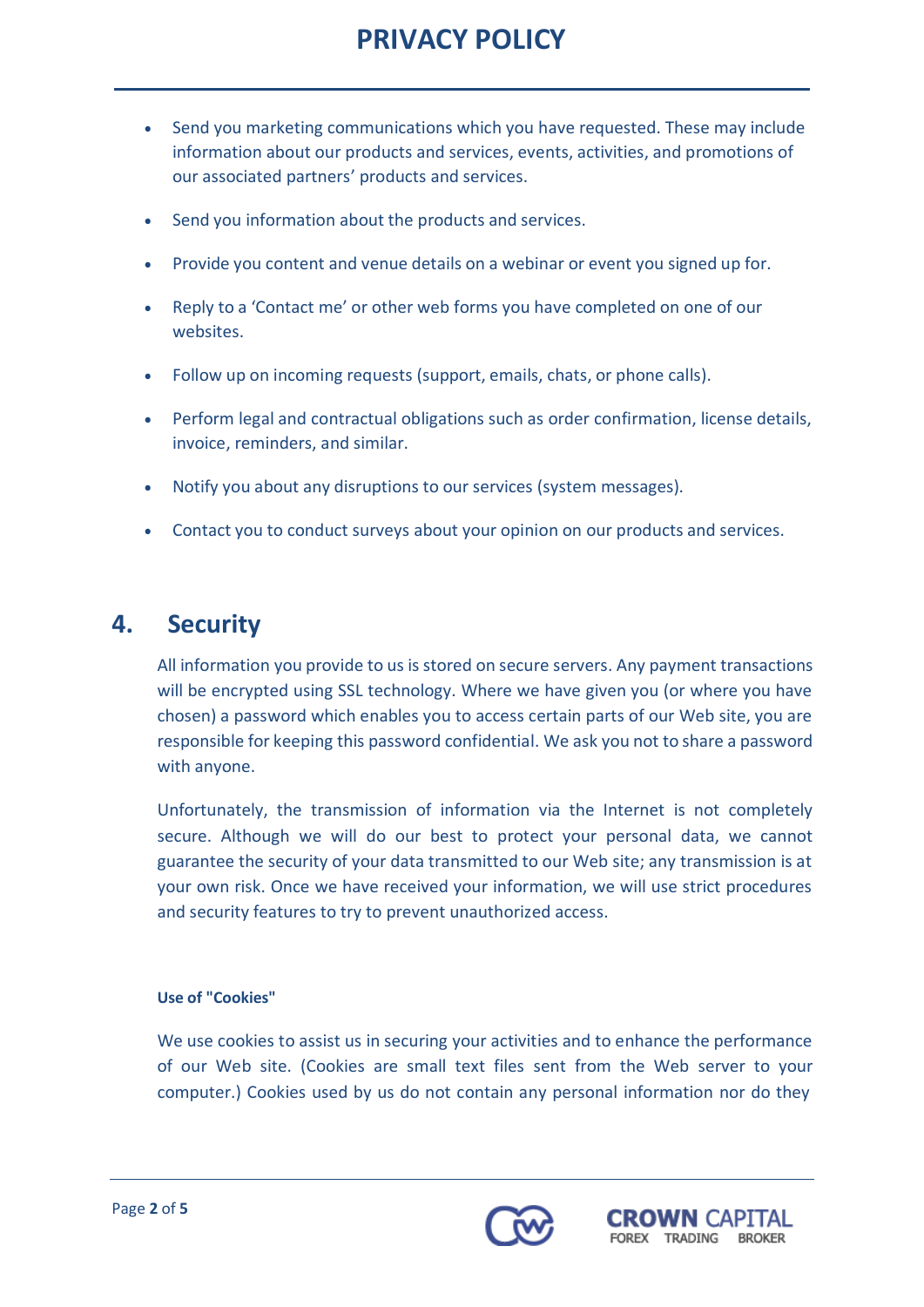- Send you marketing communications which you have requested. These may include information about our products and services, events, activities, and promotions of our associated partners' products and services.
- Send you information about the products and services.
- Provide you content and venue details on a webinar or event you signed up for.
- Reply to a 'Contact me' or other web forms you have completed on one of our websites.
- Follow up on incoming requests (support, emails, chats, or phone calls).
- Perform legal and contractual obligations such as order confirmation, license details, invoice, reminders, and similar.
- Notify you about any disruptions to our services (system messages).
- Contact you to conduct surveys about your opinion on our products and services.

## 4. Security

All information you provide to us is stored on secure servers. Any payment transactions will be encrypted using SSL technology. Where we have given you (or where you have chosen) a password which enables you to access certain parts of our Web site, you are responsible for keeping this password confidential. We ask you not to share a password with anyone.

Unfortunately, the transmission of information via the Internet is not completely secure. Although we will do our best to protect your personal data, we cannot guarantee the security of your data transmitted to our Web site; any transmission is at your own risk. Once we have received your information, we will use strict procedures and security features to try to prevent unauthorized access.

**Use of "Cookies"**

We use cookies to assist us in securing your activities and to enhance the performance of our Web site. (Cookies are small text files sent from the Web server to your computer.) Cookies used by us do not contain any personal information nor do they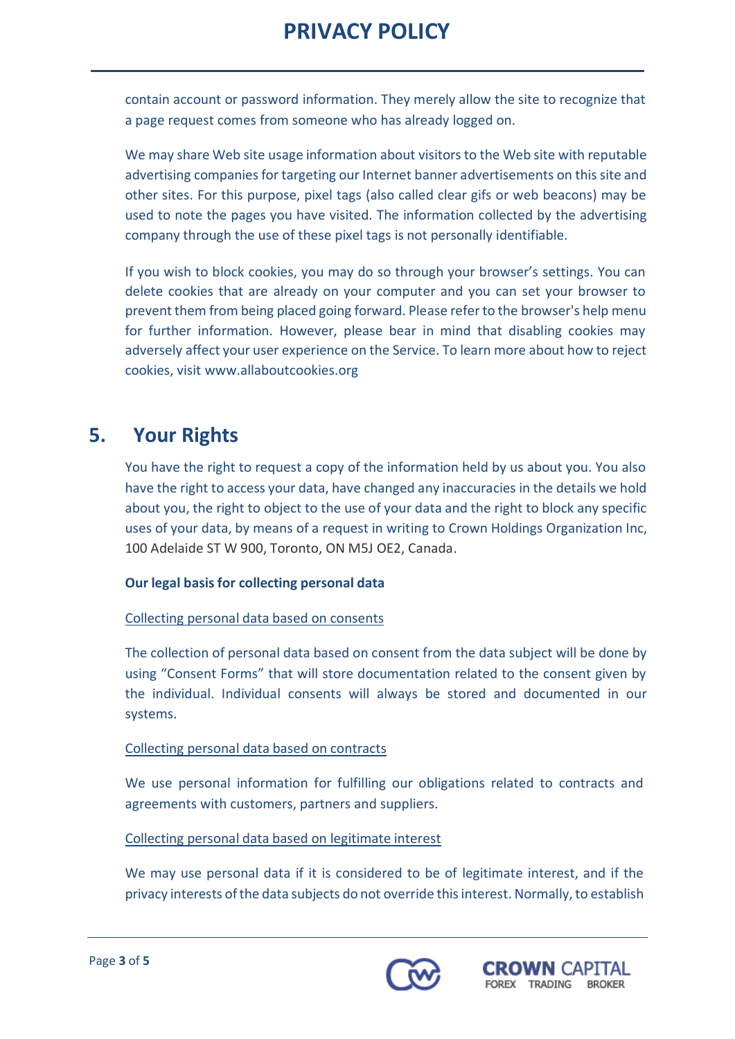contain account or password information. They merely allow the site to recognize that a page request comes from someone who has already logged on.

We may share Web site usage information about visitors to the Web site with reputable advertising companies for targeting our Internet banner advertisements on this site and other sites. For this purpose, pixel tags (also called clear gifs or web beacons) may be used to note the pages you have visited. The information collected by the advertising company through the use of these pixel tags is not personally identifiable.

If you wish to block cookies, you may do so through your browser's settings. You can delete cookies that are already on your computer and you can set your browser to prevent them from being placed going forward. Please refer to the browser's help menu for further information. However, please bear in mind that disabling cookies may adversely affect your user experience on the Service. To learn more about how to reject cookies, visit www.allaboutcookies.org

## 5. Your Rights

You have the right to request a copy of the information held by us about you. You also have the right to access your data, have changed any inaccuracies in the details we hold about you, the right to object to the use of your data and the right to block any specific uses of your data, by means of a request in writing to Crown Holdings Organization Inc, 100 Adelaide ST W 900, Toronto, ON M5J OE2, Canada.

**Our legal basis for collecting personal data**

Collecting personal data based on consents

The collection of personal data based on consent from the data subject will be done by using "Consent Forms" that will store documentation related to the consent given by the individual. Individual consents will always be stored and documented in our systems.

Collecting personal data based on contracts

We use personal information for fulfilling our obligations related to contracts and agreements with customers, partners and suppliers.

Collecting personal data based on legitimate interest

We may use personal data if it is considered to be of legitimate interest, and if the privacy interests of the data subjects do not override this interest. Normally, to establish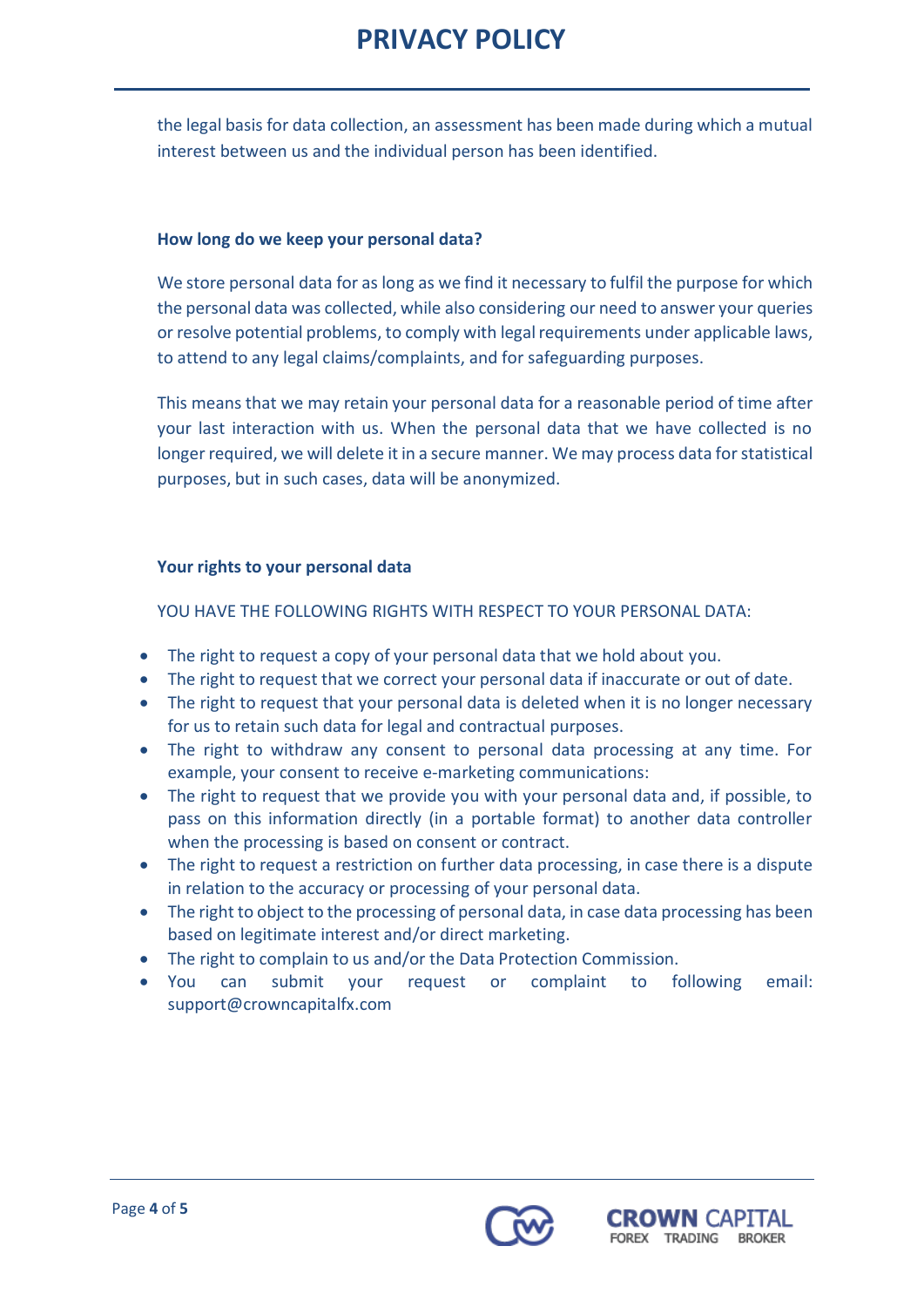the legal basis for data collection, an assessment has been made during which a mutual interest between us and the individual person has been identified.

**How long do we keep your personal data?**

We store personal data for as long as we find it necessary to fulfil the purpose for which the personal data was collected, while also considering our need to answer your queries or resolve potential problems, to comply with legal requirements under applicable laws, to attend to any legal claims/complaints, and for safeguarding purposes.

This means that we may retain your personal data for a reasonable period of time after your last interaction with us. When the personal data that we have collected is no longer required, we will delete it in a secure manner. We may process data for statistical purposes, but in such cases, data will be anonymized.

**Your rights to your personal data**

YOU HAVE THE FOLLOWING RIGHTS WITH RESPECT TO YOUR PERSONAL DATA:

- The right to request a copy of your personal data that we hold about you.
- The right to request that we correct your personal data if inaccurate or out of date.
- The right to request that your personal data is deleted when it is no longer necessary for us to retain such data for legal and contractual purposes.
- The right to withdraw any consent to personal data processing at any time. For example, your consent to receive e-marketing communications:
- The right to request that we provide you with your personal data and, if possible, to pass on this information directly (in a portable format) to another data controller when the processing is based on consent or contract.
- The right to request a restriction on further data processing, in case there is a dispute in relation to the accuracy or processing of your personal data.
- The right to object to the processing of personal data, in case data processing has been based on legitimate interest and/or direct marketing.
- The right to complain to us and/or the Data Protection Commission.
- You can submit your request or complaint to following email: support@crowncapitalfx.com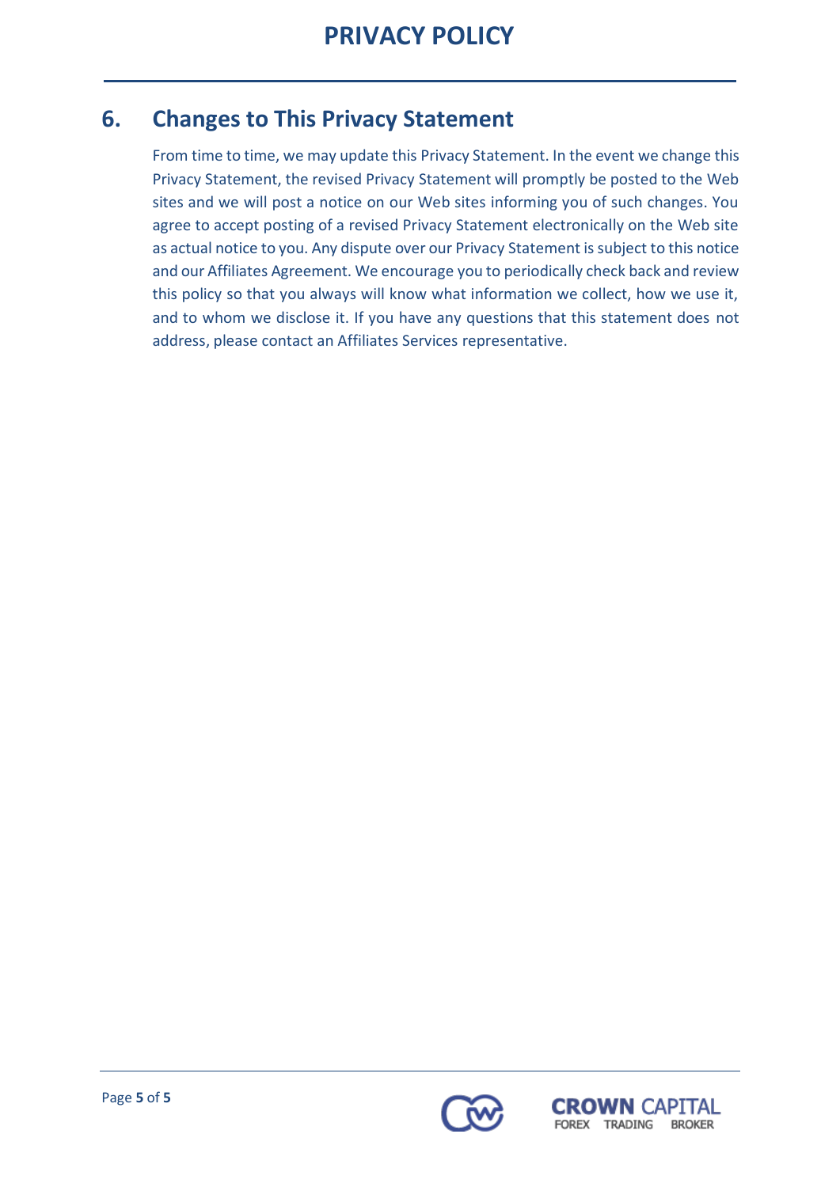## 6. Changes to This Privacy Statement

From time to time, we may update this Privacy Statement. In the event we change this Privacy Statement, the revised Privacy Statement will promptly be posted to the Web sites and we will post a notice on our Web sites informing you of such changes. You agree to accept posting of a revised Privacy Statement electronically on the Web site as actual notice to you. Any dispute over our Privacy Statement is subject to this notice and our Affiliates Agreement. We encourage you to periodically check back and review this policy so that you always will know what information we collect, how we use it, and to whom we disclose it. If you have any questions that this statement does not address, please contact an Affiliates Services representative.